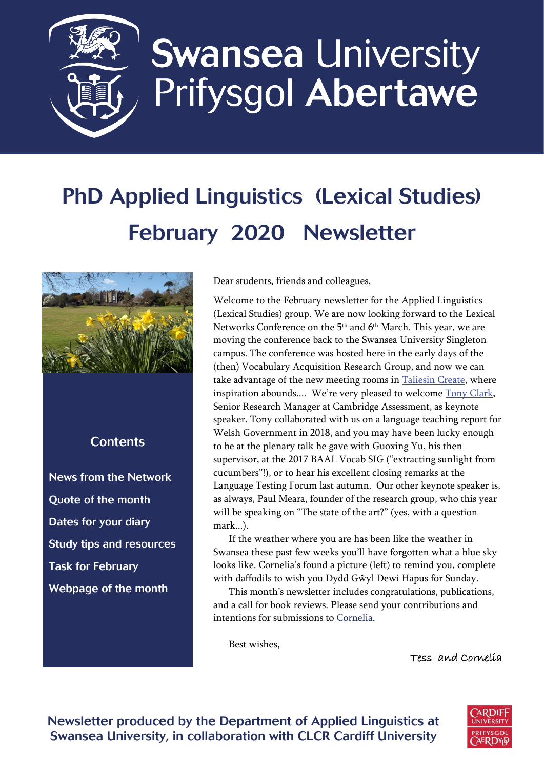Swansea University
Prifysgol Abertawe

# PhD Applied Linguistics (Lexical Studies) February 2020 Newsletter

## Contents

- News from the Network
- Quote of the month
- Dates for your diary
- Study tips and resources
- Task for February
- Webpage of the month

Dear students, friends and colleagues,

Welcome to the February newsletter for the Applied Linguistics (Lexical Studies) group. We are now looking forward to the Lexical Networks Conference on the 5th and 6th March. This year, we are moving the conference back to the Swansea University Singleton campus. The conference was hosted here in the early days of the (then) Vocabulary Acquisition Research Group, and now we can take advantage of the new meeting rooms in [Taliesin Create](), where inspiration abounds.... We're very pleased to welcome [Tony Clark](), Senior Research Manager at Cambridge Assessment, as keynote speaker. Tony collaborated with us on a language teaching report for Welsh Government in 2018, and you may have been lucky enough to be at the plenary talk he gave with Guoxing Yu, his then supervisor, at the 2017 BAAL Vocab SIG ("extracting sunlight from cucumbers"!), or to hear his excellent closing remarks at the Language Testing Forum last autumn. Our other keynote speaker is, as always, Paul Meara, founder of the research group, who this year will be speaking on "The state of the art?" (yes, with a question mark...).

If the weather where you are has been like the weather in Swansea these past few weeks you'll have forgotten what a blue sky looks like. Cornelia's found a picture (left) to remind you, complete with daffodils to wish you Dydd Gŵyl Dewi Hapus for Sunday.

This month's newsletter includes congratulations, publications, and a call for book reviews. Please send your contributions and intentions for submissions to Cornelia.

Best wishes,

Tess and Cornelia

Newsletter produced by the Department of Applied Linguistics at Swansea University, in collaboration with CLCR Cardiff University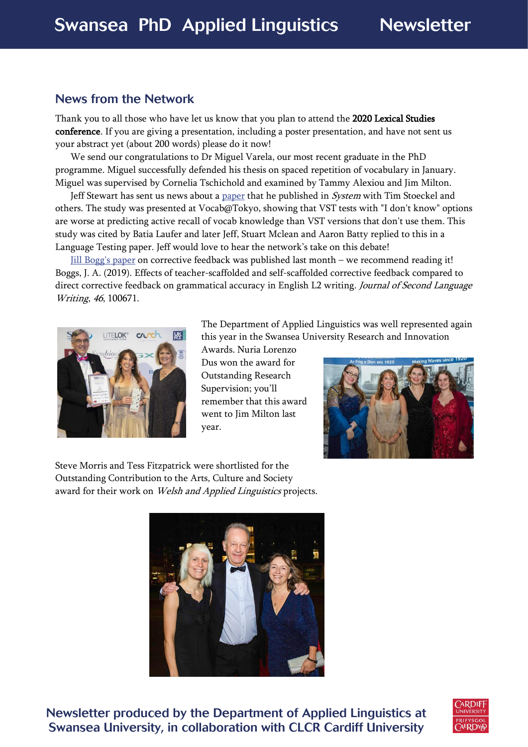## News from the Network

Thank you to all those who have let us know that you plan to attend the **2020 Lexical Studies conference**. If you are giving a presentation, including a poster presentation, and have not sent us your abstract yet (about 200 words) please do it now!

We send our congratulations to Dr Miguel Varela, our most recent graduate in the PhD programme. Miguel successfully defended his thesis on spaced repetition of vocabulary in January. Miguel was supervised by Cornelia Tschichold and examined by Tammy Alexiou and Jim Milton.

Jeff Stewart has sent us news about a paper that he published in *System* with Tim Stoeckel and others. The study was presented at Vocab@Tokyo, showing that VST tests with "I don't know" options are worse at predicting active recall of vocab knowledge than VST versions that don't use them. This study was cited by Batia Laufer and later Jeff, Stuart Mclean and Aaron Batty replied to this in a Language Testing paper. Jeff would love to hear the network's take on this debate!

Jill Bogg's paper on corrective feedback was published last month – we recommend reading it! Boggs, J. A. (2019). Effects of teacher-scaffolded and self-scaffolded corrective feedback compared to direct corrective feedback on grammatical accuracy in English L2 writing. *Journal of Second Language Writing*, *46*, 100671.

The Department of Applied Linguistics was well represented again this year in the Swansea University Research and Innovation Awards. Nuria Lorenzo Dus won the award for Outstanding Research Supervision; you'll remember that this award went to Jim Milton last year.

Steve Morris and Tess Fitzpatrick were shortlisted for the Outstanding Contribution to the Arts, Culture and Society award for their work on *Welsh and Applied Linguistics* projects.

Newsletter produced by the Department of Applied Linguistics at Swansea University, in collaboration with CLCR Cardiff University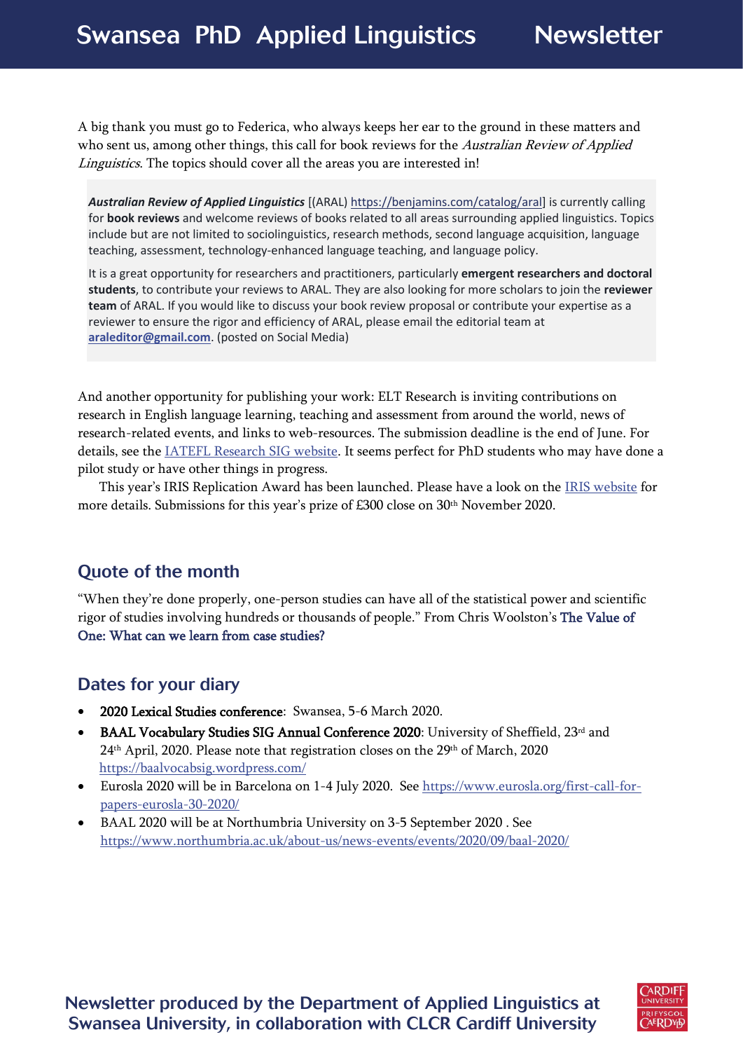A big thank you must go to Federica, who always keeps her ear to the ground in these matters and who sent us, among other things, this call for book reviews for the *Australian Review of Applied Linguistics*. The topics should cover all the areas you are interested in!

> ***Australian Review of Applied Linguistics*** [(ARAL) https://benjamins.com/catalog/aral] is currently calling for **book reviews** and welcome reviews of books related to all areas surrounding applied linguistics. Topics include but are not limited to sociolinguistics, research methods, second language acquisition, language teaching, assessment, technology-enhanced language teaching, and language policy.
>
> It is a great opportunity for researchers and practitioners, particularly **emergent researchers and doctoral students**, to contribute your reviews to ARAL. They are also looking for more scholars to join the **reviewer team** of ARAL. If you would like to discuss your book review proposal or contribute your expertise as a reviewer to ensure the rigor and efficiency of ARAL, please email the editorial team at **araleditor@gmail.com**. (posted on Social Media)

And another opportunity for publishing your work: ELT Research is inviting contributions on research in English language learning, teaching and assessment from around the world, news of research-related events, and links to web-resources. The submission deadline is the end of June. For details, see the IATEFL Research SIG website. It seems perfect for PhD students who may have done a pilot study or have other things in progress.

This year's IRIS Replication Award has been launched. Please have a look on the IRIS website for more details. Submissions for this year's prize of £300 close on 30th November 2020.

## Quote of the month

"When they're done properly, one-person studies can have all of the statistical power and scientific rigor of studies involving hundreds or thousands of people." From Chris Woolston's The Value of One: What can we learn from case studies?

## Dates for your diary

- **2020 Lexical Studies conference**: Swansea, 5-6 March 2020.
- **BAAL Vocabulary Studies SIG Annual Conference 2020**: University of Sheffield, 23rd and 24th April, 2020. Please note that registration closes on the 29th of March, 2020 https://baalvocabsig.wordpress.com/
- Eurosla 2020 will be in Barcelona on 1-4 July 2020. See https://www.eurosla.org/first-call-for-papers-eurosla-30-2020/
- BAAL 2020 will be at Northumbria University on 3-5 September 2020 . See https://www.northumbria.ac.uk/about-us/news-events/events/2020/09/baal-2020/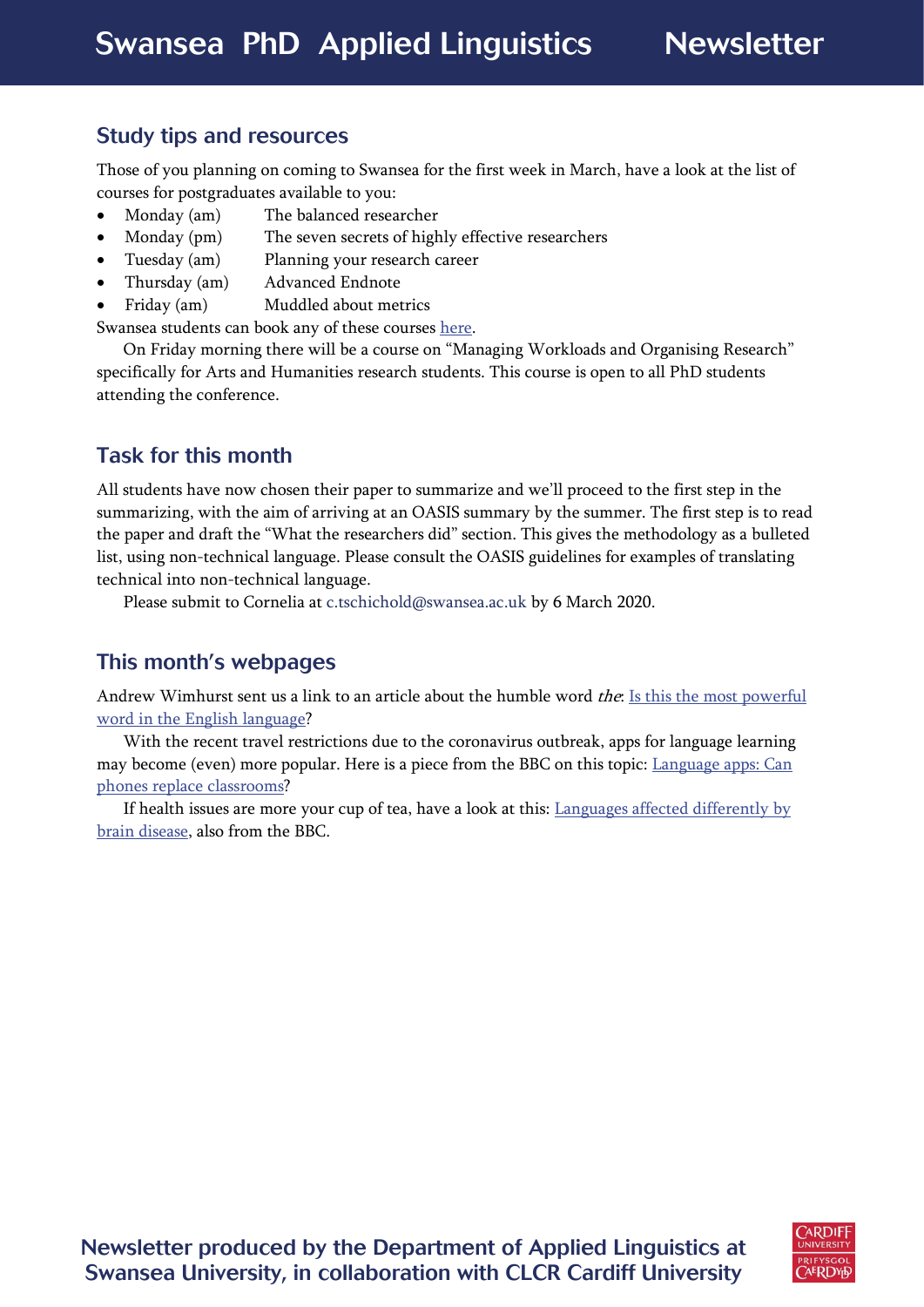## Study tips and resources

Those of you planning on coming to Swansea for the first week in March, have a look at the list of courses for postgraduates available to you:

- Monday (am) The balanced researcher
- Monday (pm) The seven secrets of highly effective researchers
- Tuesday (am) Planning your research career
- Thursday (am) Advanced Endnote
- Friday (am) Muddled about metrics

Swansea students can book any of these courses here.

On Friday morning there will be a course on "Managing Workloads and Organising Research" specifically for Arts and Humanities research students. This course is open to all PhD students attending the conference.

## Task for this month

All students have now chosen their paper to summarize and we'll proceed to the first step in the summarizing, with the aim of arriving at an OASIS summary by the summer. The first step is to read the paper and draft the "What the researchers did" section. This gives the methodology as a bulleted list, using non-technical language. Please consult the OASIS guidelines for examples of translating technical into non-technical language.

Please submit to Cornelia at c.tschichold@swansea.ac.uk by 6 March 2020.

## This month's webpages

Andrew Wimhurst sent us a link to an article about the humble word *the*: Is this the most powerful word in the English language?

With the recent travel restrictions due to the coronavirus outbreak, apps for language learning may become (even) more popular. Here is a piece from the BBC on this topic: Language apps: Can phones replace classrooms?

If health issues are more your cup of tea, have a look at this: Languages affected differently by brain disease, also from the BBC.